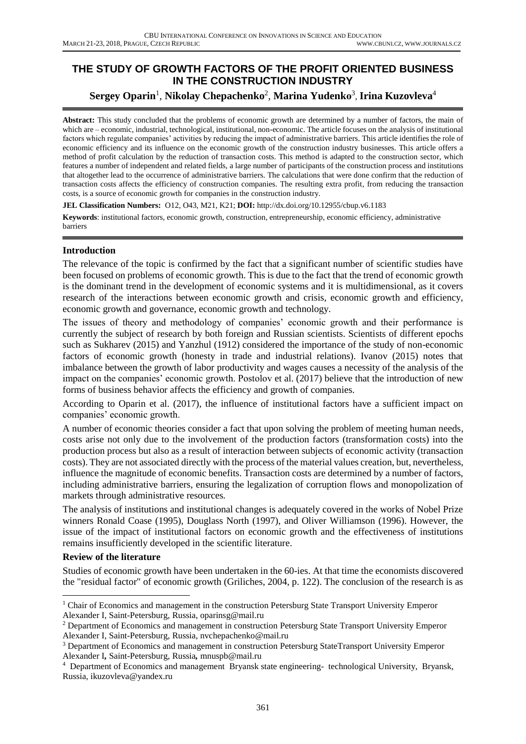# THE STUDY OF GROWTH FACTORS OF THE PROFIT ORIENTED BUSINESS IN THE CONSTRUCTION INDUSTRY

**Sergey Oparin**[1], **Nikolay Chepachenko**[2], **Marina Yudenko**[3], **Irina Kuzovleva**[4]

**Abstract:** This study concluded that the problems of economic growth are determined by a number of factors, the main of which are – economic, industrial, technological, institutional, non-economic. The article focuses on the analysis of institutional factors which regulate companies' activities by reducing the impact of administrative barriers. This article identifies the role of economic efficiency and its influence on the economic growth of the construction industry businesses. This article offers a method of profit calculation by the reduction of transaction costs. This method is adapted to the construction sector, which features a number of independent and related fields, a large number of participants of the construction process and institutions that altogether lead to the occurrence of administrative barriers. The calculations that were done confirm that the reduction of transaction costs affects the efficiency of construction companies. The resulting extra profit, from reducing the transaction costs, is a source of economic growth for companies in the construction industry.

**JEL Classification Numbers:** O12, O43, M21, K21; **DOI:** http://dx.doi.org/10.12955/cbup.v6.1183

**Keywords**: institutional factors, economic growth, construction, entrepreneurship, economic efficiency, administrative barriers

## Introduction

The relevance of the topic is confirmed by the fact that a significant number of scientific studies have been focused on problems of economic growth. This is due to the fact that the trend of economic growth is the dominant trend in the development of economic systems and it is multidimensional, as it covers research of the interactions between economic growth and crisis, economic growth and efficiency, economic growth and governance, economic growth and technology.

The issues of theory and methodology of companies' economic growth and their performance is currently the subject of research by both foreign and Russian scientists. Scientists of different epochs such as Sukharev (2015) and Yanzhul (1912) considered the importance of the study of non-economic factors of economic growth (honesty in trade and industrial relations). Ivanov (2015) notes that imbalance between the growth of labor productivity and wages causes a necessity of the analysis of the impact on the companies' economic growth. Postolov et al. (2017) believe that the introduction of new forms of business behavior affects the efficiency and growth of companies.

According to Oparin et al. (2017), the influence of institutional factors have a sufficient impact on companies' economic growth.

A number of economic theories consider a fact that upon solving the problem of meeting human needs, costs arise not only due to the involvement of the production factors (transformation costs) into the production process but also as a result of interaction between subjects of economic activity (transaction costs). They are not associated directly with the process of the material values creation, but, nevertheless, influence the magnitude of economic benefits. Transaction costs are determined by a number of factors, including administrative barriers, ensuring the legalization of corruption flows and monopolization of markets through administrative resources.

The analysis of institutions and institutional changes is adequately covered in the works of Nobel Prize winners Ronald Coase (1995), Douglass North (1997), and Oliver Williamson (1996). However, the issue of the impact of institutional factors on economic growth and the effectiveness of institutions remains insufficiently developed in the scientific literature.

### Review of the literature

Studies of economic growth have been undertaken in the 60-ies. At that time the economists discovered the "residual factor" of economic growth (Griliches, 2004, p. 122). The conclusion of the research is as

---

[1] Chair of Economics and management in the construction Petersburg State Transport University Emperor Alexander I, Saint-Petersburg, Russia, oparinsg@mail.ru

[2] Department of Economics and management in construction Petersburg State Transport University Emperor Alexander I, Saint-Petersburg, Russia, nvchepachenko@mail.ru

[3] Department of Economics and management in construction Petersburg StateTransport University Emperor Alexander I, Saint-Petersburg, Russia, mnuspb@mail.ru

[4] Department of Economics and management Bryansk state engineering- technological University, Bryansk, Russia, ikuzovleva@yandex.ru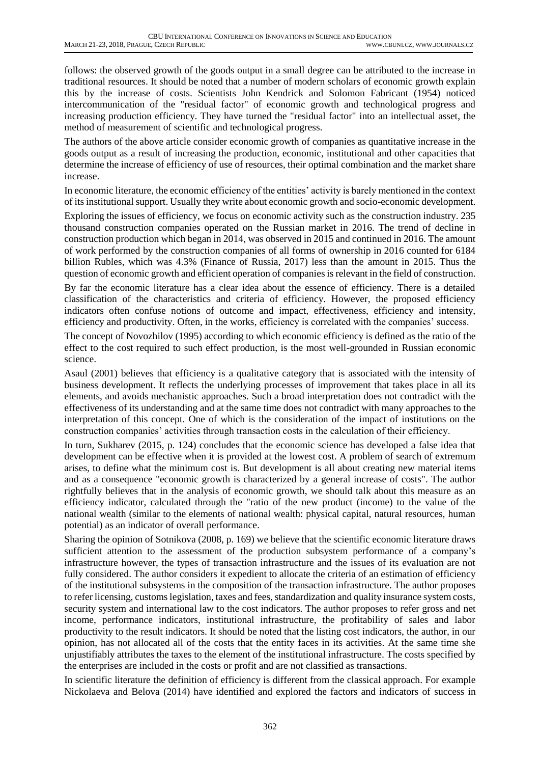follows: the observed growth of the goods output in a small degree can be attributed to the increase in traditional resources. It should be noted that a number of modern scholars of economic growth explain this by the increase of costs. Scientists John Kendrick and Solomon Fabricant (1954) noticed intercommunication of the "residual factor" of economic growth and technological progress and increasing production efficiency. They have turned the "residual factor" into an intellectual asset, the method of measurement of scientific and technological progress.

The authors of the above article consider economic growth of companies as quantitative increase in the goods output as a result of increasing the production, economic, institutional and other capacities that determine the increase of efficiency of use of resources, their optimal combination and the market share increase.

In economic literature, the economic efficiency of the entities' activity is barely mentioned in the context of its institutional support. Usually they write about economic growth and socio-economic development.

Exploring the issues of efficiency, we focus on economic activity such as the construction industry. 235 thousand construction companies operated on the Russian market in 2016. The trend of decline in construction production which began in 2014, was observed in 2015 and continued in 2016. The amount of work performed by the construction companies of all forms of ownership in 2016 counted for 6184 billion Rubles, which was 4.3% (Finance of Russia, 2017) less than the amount in 2015. Thus the question of economic growth and efficient operation of companies is relevant in the field of construction.

By far the economic literature has a clear idea about the essence of efficiency. There is a detailed classification of the characteristics and criteria of efficiency. However, the proposed efficiency indicators often confuse notions of outcome and impact, effectiveness, efficiency and intensity, efficiency and productivity. Often, in the works, efficiency is correlated with the companies' success.

The concept of Novozhilov (1995) according to which economic efficiency is defined as the ratio of the effect to the cost required to such effect production, is the most well-grounded in Russian economic science.

Asaul (2001) believes that efficiency is a qualitative category that is associated with the intensity of business development. It reflects the underlying processes of improvement that takes place in all its elements, and avoids mechanistic approaches. Such a broad interpretation does not contradict with the effectiveness of its understanding and at the same time does not contradict with many approaches to the interpretation of this concept. One of which is the consideration of the impact of institutions on the construction companies' activities through transaction costs in the calculation of their efficiency.

In turn, Sukharev (2015, p. 124) concludes that the economic science has developed a false idea that development can be effective when it is provided at the lowest cost. A problem of search of extremum arises, to define what the minimum cost is. But development is all about creating new material items and as a consequence "economic growth is characterized by a general increase of costs". The author rightfully believes that in the analysis of economic growth, we should talk about this measure as an efficiency indicator, calculated through the "ratio of the new product (income) to the value of the national wealth (similar to the elements of national wealth: physical capital, natural resources, human potential) as an indicator of overall performance.

Sharing the opinion of Sotnikova (2008, p. 169) we believe that the scientific economic literature draws sufficient attention to the assessment of the production subsystem performance of a company's infrastructure however, the types of transaction infrastructure and the issues of its evaluation are not fully considered. The author considers it expedient to allocate the criteria of an estimation of efficiency of the institutional subsystems in the composition of the transaction infrastructure. The author proposes to refer licensing, customs legislation, taxes and fees, standardization and quality insurance system costs, security system and international law to the cost indicators. The author proposes to refer gross and net income, performance indicators, institutional infrastructure, the profitability of sales and labor productivity to the result indicators. It should be noted that the listing cost indicators, the author, in our opinion, has not allocated all of the costs that the entity faces in its activities. At the same time she unjustifiably attributes the taxes to the element of the institutional infrastructure. The costs specified by the enterprises are included in the costs or profit and are not classified as transactions.

In scientific literature the definition of efficiency is different from the classical approach. For example Nickolaeva and Belova (2014) have identified and explored the factors and indicators of success in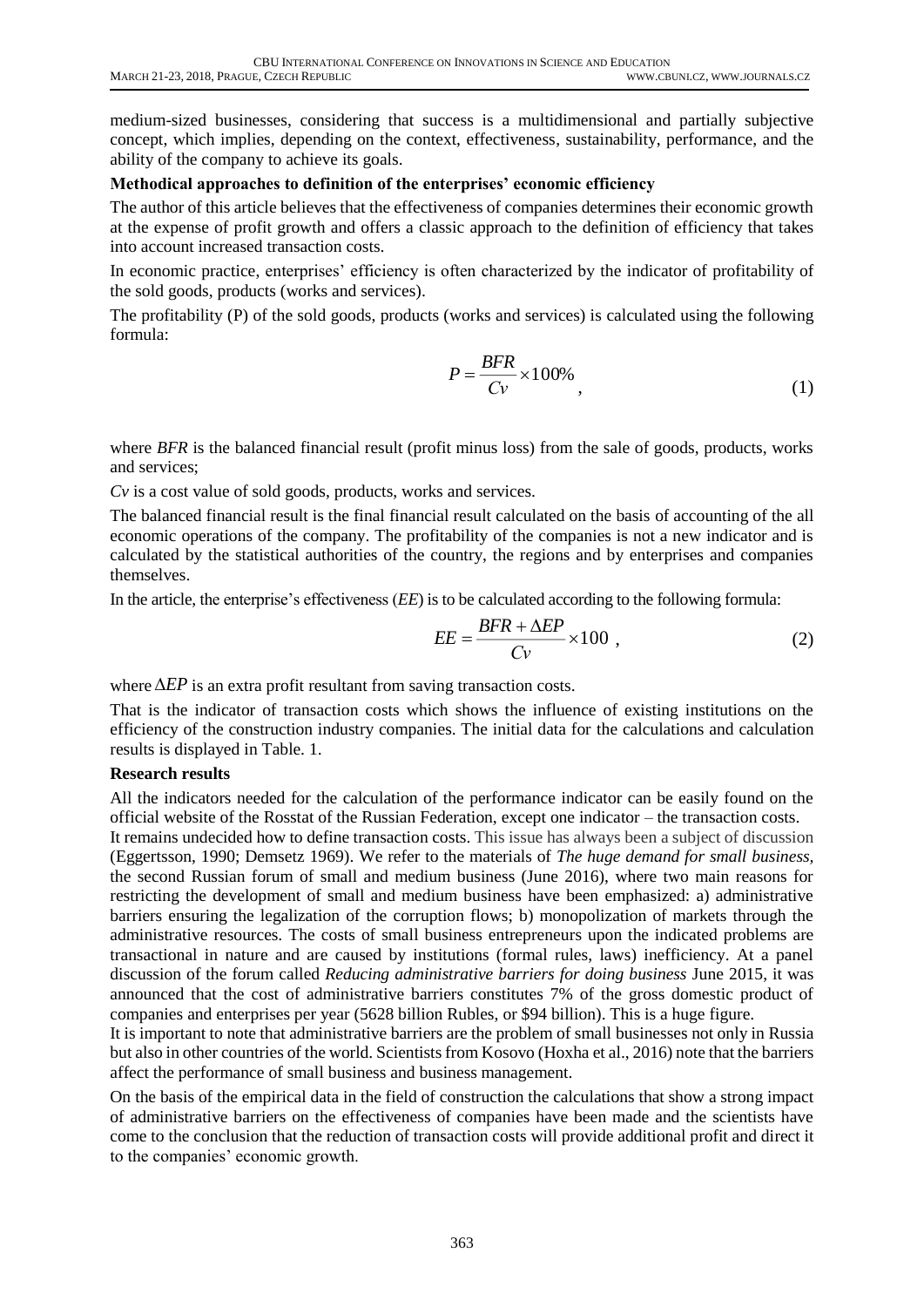medium-sized businesses, considering that success is a multidimensional and partially subjective concept, which implies, depending on the context, effectiveness, sustainability, performance, and the ability of the company to achieve its goals.

**Methodical approaches to definition of the enterprises' economic efficiency**

The author of this article believes that the effectiveness of companies determines their economic growth at the expense of profit growth and offers a classic approach to the definition of efficiency that takes into account increased transaction costs.

In economic practice, enterprises' efficiency is often characterized by the indicator of profitability of the sold goods, products (works and services).

The profitability (P) of the sold goods, products (works and services) is calculated using the following formula:

$$P = \frac{BFR}{Cv} \times 100\% \quad , \tag{1}$$

where *BFR* is the balanced financial result (profit minus loss) from the sale of goods, products, works and services;

*Cv* is a cost value of sold goods, products, works and services.

The balanced financial result is the final financial result calculated on the basis of accounting of the all economic operations of the company. The profitability of the companies is not a new indicator and is calculated by the statistical authorities of the country, the regions and by enterprises and companies themselves.

In the article, the enterprise's effectiveness (*EE*) is to be calculated according to the following formula:

$$EE = \frac{BFR + \Delta EP}{Cv} \times 100 \ , \tag{2}$$

where $\Delta EP$ is an extra profit resultant from saving transaction costs.

That is the indicator of transaction costs which shows the influence of existing institutions on the efficiency of the construction industry companies. The initial data for the calculations and calculation results is displayed in Table. 1.

**Research results**

All the indicators needed for the calculation of the performance indicator can be easily found on the official website of the Rosstat of the Russian Federation, except one indicator – the transaction costs.

It remains undecided how to define transaction costs. This issue has always been a subject of discussion (Eggertsson, 1990; Demsetz 1969). We refer to the materials of *The huge demand for small business,* the second Russian forum of small and medium business (June 2016), where two main reasons for restricting the development of small and medium business have been emphasized: a) administrative barriers ensuring the legalization of the corruption flows; b) monopolization of markets through the administrative resources. The costs of small business entrepreneurs upon the indicated problems are transactional in nature and are caused by institutions (formal rules, laws) inefficiency. At a panel discussion of the forum called *Reducing administrative barriers for doing business* June 2015, it was announced that the cost of administrative barriers constitutes 7% of the gross domestic product of companies and enterprises per year (5628 billion Rubles, or \$94 billion). This is a huge figure.

It is important to note that administrative barriers are the problem of small businesses not only in Russia but also in other countries of the world. Scientists from Kosovo (Hoxha et al., 2016) note that the barriers affect the performance of small business and business management.

On the basis of the empirical data in the field of construction the calculations that show a strong impact of administrative barriers on the effectiveness of companies have been made and the scientists have come to the conclusion that the reduction of transaction costs will provide additional profit and direct it to the companies' economic growth.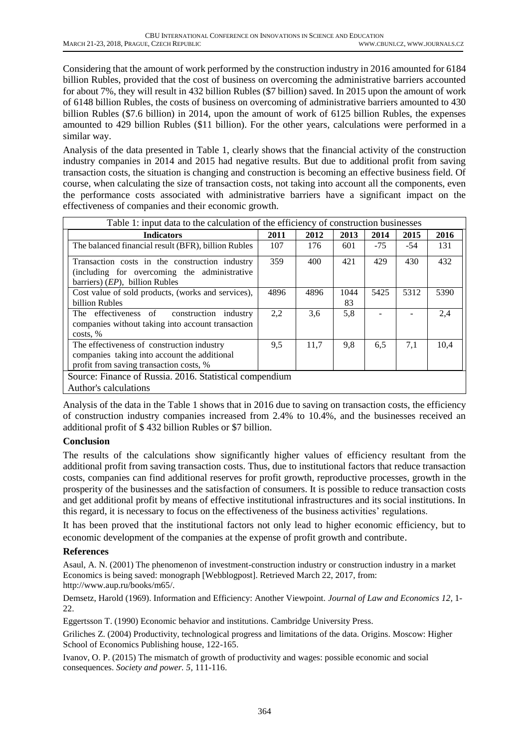Considering that the amount of work performed by the construction industry in 2016 amounted for 6184 billion Rubles, provided that the cost of business on overcoming the administrative barriers accounted for about 7%, they will result in 432 billion Rubles ($7 billion) saved. In 2015 upon the amount of work of 6148 billion Rubles, the costs of business on overcoming of administrative barriers amounted to 430 billion Rubles ($7.6 billion) in 2014, upon the amount of work of 6125 billion Rubles, the expenses amounted to 429 billion Rubles ($11 billion). For the other years, calculations were performed in a similar way.

Analysis of the data presented in Table 1, clearly shows that the financial activity of the construction industry companies in 2014 and 2015 had negative results. But due to additional profit from saving transaction costs, the situation is changing and construction is becoming an effective business field. Of course, when calculating the size of transaction costs, not taking into account all the components, even the performance costs associated with administrative barriers have a significant impact on the effectiveness of companies and their economic growth.

Table 1: input data to the calculation of the efficiency of construction businesses

| Indicators | 2011 | 2012 | 2013 | 2014 | 2015 | 2016 |
|---|---|---|---|---|---|---|
| The balanced financial result (BFR), billion Rubles | 107 | 176 | 601 | -75 | -54 | 131 |
| Transaction costs in the construction industry (including for overcoming the administrative barriers) (*EP*), billion Rubles | 359 | 400 | 421 | 429 | 430 | 432 |
| Cost value of sold products, (works and services), billion Rubles | 4896 | 4896 | 10483 | 5425 | 5312 | 5390 |
| The effectiveness of construction industry companies without taking into account transaction costs, % | 2,2 | 3,6 | 5,8 | - | - | 2,4 |
| The effectiveness of construction industry companies taking into account the additional profit from saving transaction costs, % | 9,5 | 11,7 | 9,8 | 6,5 | 7,1 | 10,4 |

Source: Finance of Russia. 2016. Statistical compendium
Author's calculations

Analysis of the data in the Table 1 shows that in 2016 due to saving on transaction costs, the efficiency of construction industry companies increased from 2.4% to 10.4%, and the businesses received an additional profit of $ 432 billion Rubles or $7 billion.

## Conclusion

The results of the calculations show significantly higher values of efficiency resultant from the additional profit from saving transaction costs. Thus, due to institutional factors that reduce transaction costs, companies can find additional reserves for profit growth, reproductive processes, growth in the prosperity of the businesses and the satisfaction of consumers. It is possible to reduce transaction costs and get additional profit by means of effective institutional infrastructures and its social institutions. In this regard, it is necessary to focus on the effectiveness of the business activities' regulations.

It has been proved that the institutional factors not only lead to higher economic efficiency, but to economic development of the companies at the expense of profit growth and contribute.

## References

Asaul, A. N. (2001) The phenomenon of investment-construction industry or construction industry in a market Economics is being saved: monograph [Webblogpost]. Retrieved March 22, 2017, from: http://www.aup.ru/books/m65/.

Demsetz, Harold (1969). Information and Efficiency: Another Viewpoint. *Journal of Law and Economics 12*, 1-22.

Eggertsson T. (1990) Economic behavior and institutions. Cambridge University Press.

Griliches Z. (2004) Productivity, technological progress and limitations of the data. Origins. Moscow: Higher School of Economics Publishing house, 122-165.

Ivanov, O. P. (2015) The mismatch of growth of productivity and wages: possible economic and social consequences. *Society and power. 5*, 111-116.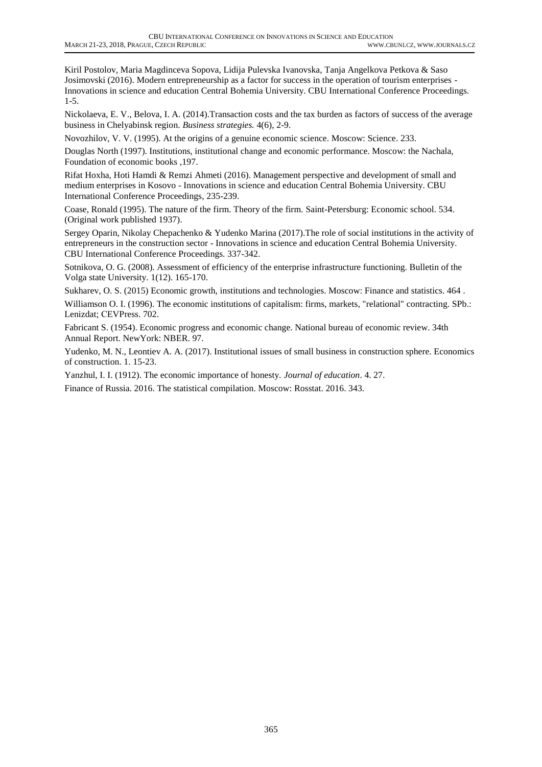Kiril Postolov, Maria Magdinceva Sopova, Lidija Pulevska Ivanovska, Tanja Angelkova Petkova & Saso Josimovski (2016). Modern entrepreneurship as a factor for success in the operation of tourism enterprises - Innovations in science and education Central Bohemia University. CBU International Conference Proceedings. 1-5.

Nickolaeva, E. V., Belova, I. A. (2014).Transaction costs and the tax burden as factors of success of the average business in Chelyabinsk region. *Business strategies.* 4(6), 2-9.

Novozhilov, V. V. (1995). At the origins of a genuine economic science. Moscow: Science. 233.

Douglas North (1997). Institutions, institutional change and economic performance. Moscow: the Nachala, Foundation of economic books ,197.

Rifat Hoxha, Hoti Hamdi & Remzi Ahmeti (2016). Management perspective and development of small and medium enterprises in Kosovo - Innovations in science and education Central Bohemia University. CBU International Conference Proceedings, 235-239.

Coase, Ronald (1995). The nature of the firm. Theory of the firm. Saint-Petersburg: Economic school. 534. (Original work published 1937).

Sergey Oparin, Nikolay Chepachenko & Yudenko Marina (2017).The role of social institutions in the activity of entrepreneurs in the construction sector - Innovations in science and education Central Bohemia University. CBU International Conference Proceedings. 337-342.

Sotnikova, O. G. (2008). Assessment of efficiency of the enterprise infrastructure functioning. Bulletin of the Volga state University. 1(12). 165-170.

Sukharev, O. S. (2015) Economic growth, institutions and technologies. Moscow: Finance and statistics. 464 .

Williamson O. I. (1996). The economic institutions of capitalism: firms, markets, "relational" contracting. SPb.: Lenizdat; CEVPress. 702.

Fabricant S. (1954). Economic progress and economic change. National bureau of economic review. 34th Annual Report. NewYork: NBER. 97.

Yudenko, M. N., Leontiev A. A. (2017). Institutional issues of small business in construction sphere. Economics of construction. 1. 15-23.

Yanzhul, I. I. (1912). The economic importance of honesty. *Journal of education*. 4. 27.

Finance of Russia. 2016. The statistical compilation. Moscow: Rosstat. 2016. 343.